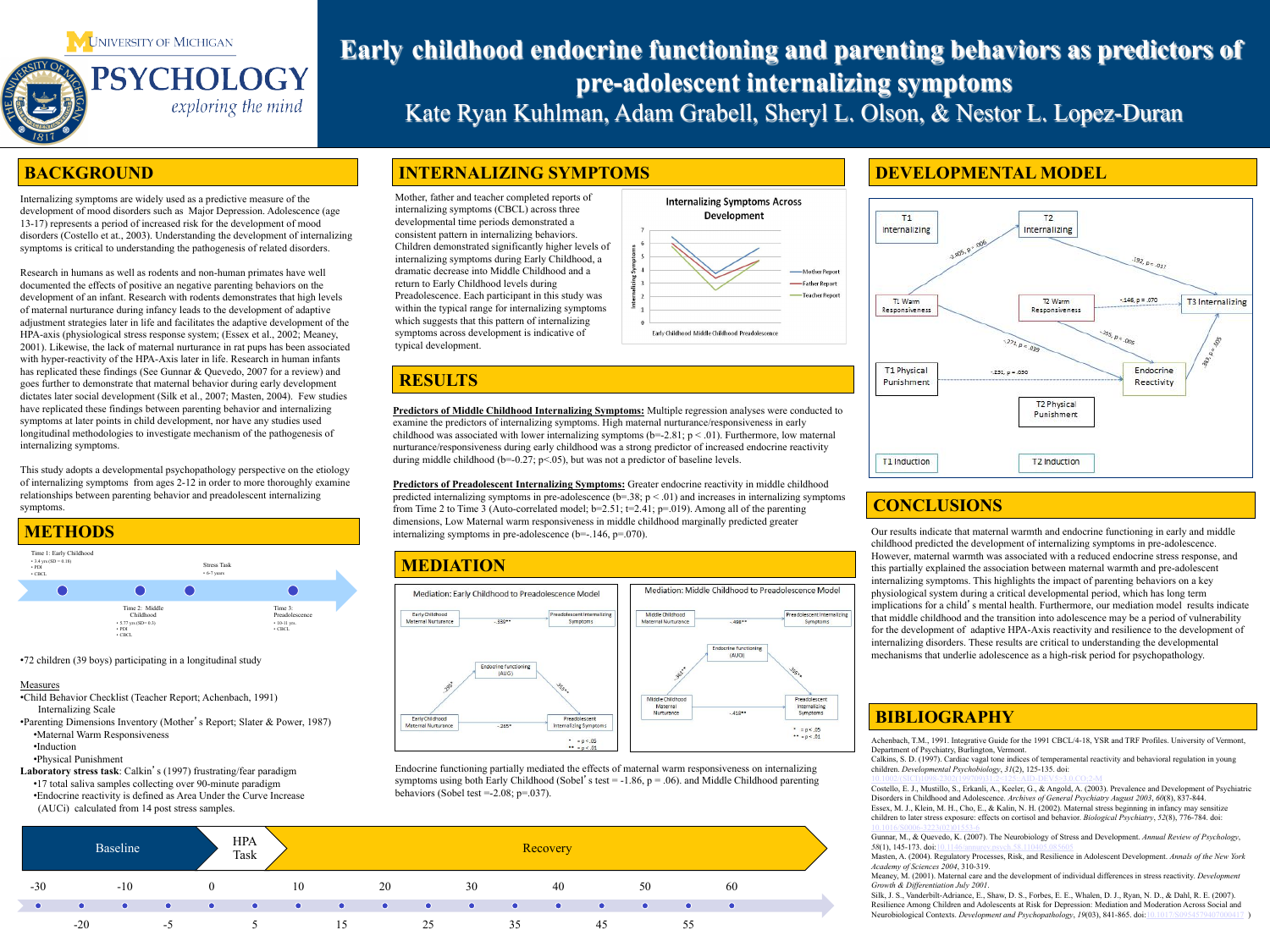# Early childhood endocrine functioning and parenting behaviors as predictors of pre-adolescent internalizing symptoms

Kate Ryan Kuhlman, Adam Grabell, Sheryl L. Olson, & Nestor L. Lopez-Duran

University of Michigan Psychology — exploring the mind

## BACKGROUND

Internalizing symptoms are widely used as a predictive measure of the development of mood disorders such as Major Depression. Adolescence (age 13-17) represents a period of increased risk for the development of mood disorders (Costello et at., 2003). Understanding the development of internalizing symptoms is critical to understanding the pathogenesis of related disorders.

Research in humans as well as rodents and non-human primates have well documented the effects of positive an negative parenting behaviors on the development of an infant. Research with rodents demonstrates that high levels of maternal nurturance during infancy leads to the development of adaptive adjustment strategies later in life and facilitates the adaptive development of the HPA-axis (physiological stress response system; (Essex et al., 2002; Meaney, 2001). Likewise, the lack of maternal nurturance in rat pups has been associated with hyper-reactivity of the HPA-Axis later in life. Research in human infants has replicated these findings (See Gunnar & Quevedo, 2007 for a review) and goes further to demonstrate that maternal behavior during early development dictates later social development (Silk et al., 2007; Masten, 2004). Few studies have replicated these findings between parenting behavior and internalizing symptoms at later points in child development, nor have any studies used longitudinal methodologies to investigate mechanism of the pathogenesis of internalizing symptoms.

This study adopts a developmental psychopathology perspective on the etiology of internalizing symptoms from ages 2-12 in order to more thoroughly examine relationships between parenting behavior and preadolescent internalizing symptoms.

## METHODS

Time 1: Early Childhood
- 3.4 yrs (SD = 0.18)
- PDI
- CBCL

Stress Task
- 6-7 years

Time 2: Middle Childhood
- 5.77 yrs (SD= 0.3)
- PDI
- CBCL

Time 3: Preadolescence
- 10-11 yrs.
- CBCL

•72 children (39 boys) participating in a longitudinal study

Measures

•Child Behavior Checklist (Teacher Report; Achenbach, 1991)
  Internalizing Scale
•Parenting Dimensions Inventory (Mother's Report; Slater & Power, 1987)
  •Maternal Warm Responsiveness
  •Induction
  •Physical Punishment

**Laboratory stress task**: Calkin's (1997) frustrating/fear paradigm
  •17 total saliva samples collecting over 90-minute paradigm
  •Endocrine reactivity is defined as Area Under the Curve Increase (AUCi) calculated from 14 post stress samples.

Baseline | HPA Task | Recovery

-30, -20, -10, -5, 0, 5, 10, 15, 20, 25, 30, 35, 40, 45, 50, 55, 60

## INTERNALIZING SYMPTOMS

Mother, father and teacher completed reports of internalizing symptoms (CBCL) across three developmental time periods demonstrated a consistent pattern in internalizing behaviors. Children demonstrated significantly higher levels of internalizing symptoms during Early Childhood, a dramatic decrease into Middle Childhood and a return to Early Childhood levels during Preadolescence. Each participant in this study was within the typical range for internalizing symptoms which suggests that this pattern of internalizing symptoms across development is indicative of typical development.

Internalizing Symptoms Across Development (Mother Report, Father Report, Teacher Report; Early Childhood, Middle Childhood, Preadolescence)

## RESULTS

**Predictors of Middle Childhood Internalizing Symptoms:** Multiple regression analyses were conducted to examine the predictors of internalizing symptoms. High maternal nurturance/responsiveness in early childhood was associated with lower internalizing symptoms (b=-2.81; p < .01). Furthermore, low maternal nurturance/responsiveness during early childhood was a strong predictor of increased endocrine reactivity during middle childhood (b=-0.27; p<.05), but was not a predictor of baseline levels.

**Predictors of Preadolescent Internalizing Symptoms:** Greater endocrine reactivity in middle childhood predicted internalizing symptoms in pre-adolescence (b=.38; p < .01) and increases in internalizing symptoms from Time 2 to Time 3 (Auto-correlated model; b=2.51; t=2.41; p=.019). Among all of the parenting dimensions, Low Maternal warm responsiveness in middle childhood marginally predicted greater internalizing symptoms in pre-adolescence (b=-.146, p=.070).

## MEDIATION

Mediation: Early Childhood to Preadolescence Model
- Early Childhood Maternal Nurturance → Preadolescent Internalizing Symptoms: -.330**
- Early Childhood Maternal Nurturance → Endocrine functioning (AUCi): -.295*
- Endocrine functioning (AUCi) → Preadolescent Internalizing Symptoms: .353**
- Early Childhood Maternal Nurturance → Preadolescent Internalizing Symptoms: -.265*
- * = p < .05; ** = p < .01

Mediation: Middle Childhood to Preadolescence Model
- Middle Childhood Maternal Nurturance → Preadolescent Internalizing Symptoms: -.498**
- Middle Childhood Maternal Nurturance → Endocrine functioning (AUCi): -.367**
- Endocrine functioning (AUCi) → Preadolescent Internalizing Symptoms: .355**
- Middle Childhood Maternal Nurturance → Preadolescent Internalizing Symptoms: -.418**
- * = p < .05; ** = p < .01

Endocrine functioning partially mediated the effects of maternal warm responsiveness on internalizing symptoms using both Early Childhood (Sobel's test = -1.86, p = .06). and Middle Childhood parenting behaviors (Sobel test =-2.08; p=.037).

## DEVELOPMENTAL MODEL

- T1 Internalizing → T2 Internalizing: -3.905, p = .006
- T2 Internalizing → T3 Internalizing: .192, p = .017
- T2 Warm Responsiveness → T3 Internalizing: -.146, p = .070
- T2 Warm Responsiveness → Endocrine Reactivity: -.355, p < .006
- T1 Warm Responsiveness → Endocrine Reactivity: -.271, p = .039
- T1 Physical Punishment → Endocrine Reactivity: -.231, p = .030
- Endocrine Reactivity → T3 Internalizing: .383, p = .005
- T2 Physical Punishment
- T1 Induction
- T2 Induction

## CONCLUSIONS

Our results indicate that maternal warmth and endocrine functioning in early and middle childhood predicted the development of internalizing symptoms in pre-adolescence. However, maternal warmth was associated with a reduced endocrine stress response, and this partially explained the association between maternal warmth and pre-adolescent internalizing symptoms. This highlights the impact of parenting behaviors on a key physiological system during a critical developmental period, which has long term implications for a child's mental health. Furthermore, our mediation model results indicate that middle childhood and the transition into adolescence may be a period of vulnerability for the development of adaptive HPA-Axis reactivity and resilience to the development of internalizing disorders. These results are critical to understanding the developmental mechanisms that underlie adolescence as a high-risk period for psychopathology.

## BIBLIOGRAPHY

Achenbach, T.M., 1991. Integrative Guide for the 1991 CBCL/4-18, YSR and TRF Profiles. University of Vermont, Department of Psychiatry, Burlington, Vermont.

Calkins, S. D. (1997). Cardiac vagal tone indices of temperamental reactivity and behavioral regulation in young children. *Developmental Psychobiology*, *31*(2), 125-135. doi: 10.1002/(SICI)1098-2302(199709)31:2<125::AID-DEV5>3.0.CO;2-M

Costello, E. J., Mustillo, S., Erkanli, A., Keeler, G., & Angold, A. (2003). Prevalence and Development of Psychiatric Disorders in Childhood and Adolescence. *Archives of General Psychiatry August 2003*, *60*(8), 837-844.

Essex, M. J., Klein, M. H., Cho, E., & Kalin, N. H. (2002). Maternal stress beginning in infancy may sensitize children to later stress exposure: effects on cortisol and behavior. *Biological Psychiatry*, *52*(8), 776-784. doi: 10.1016/S0006-3223(02)01553-6

Gunnar, M., & Quevedo, K. (2007). The Neurobiology of Stress and Development. *Annual Review of Psychology*, *58*(1), 145-173. doi:10.1146/annurev.psych.58.110405.085605

Masten, A. (2004). Regulatory Processes, Risk, and Resilience in Adolescent Development. *Annals of the New York Academy of Sciences 2004*, 310-319.

Meaney, M. (2001). Maternal care and the development of individual differences in stress reactivity. *Development Growth & Differentiation July 2001*.

Silk, J. S., Vanderbilt-Adriance, E., Shaw, D. S., Forbes, E. E., Whalen, D. J., Ryan, N. D., & Dahl, R. E. (2007). Resilience Among Children and Adolescents at Risk for Depression: Mediation and Moderation Across Social and Neurobiological Contexts. *Development and Psychopathology*, *19*(03), 841-865. doi:10.1017/S0954579407000417 )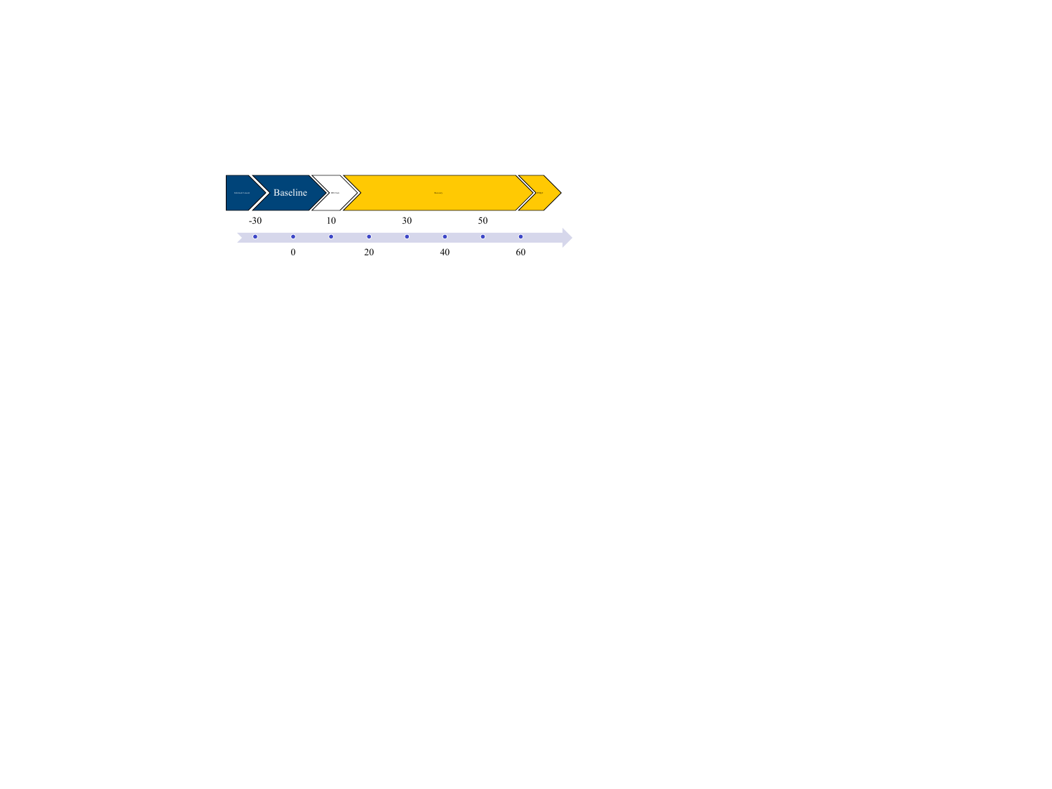Baseline

-30
10
30
50

0
20
40
60